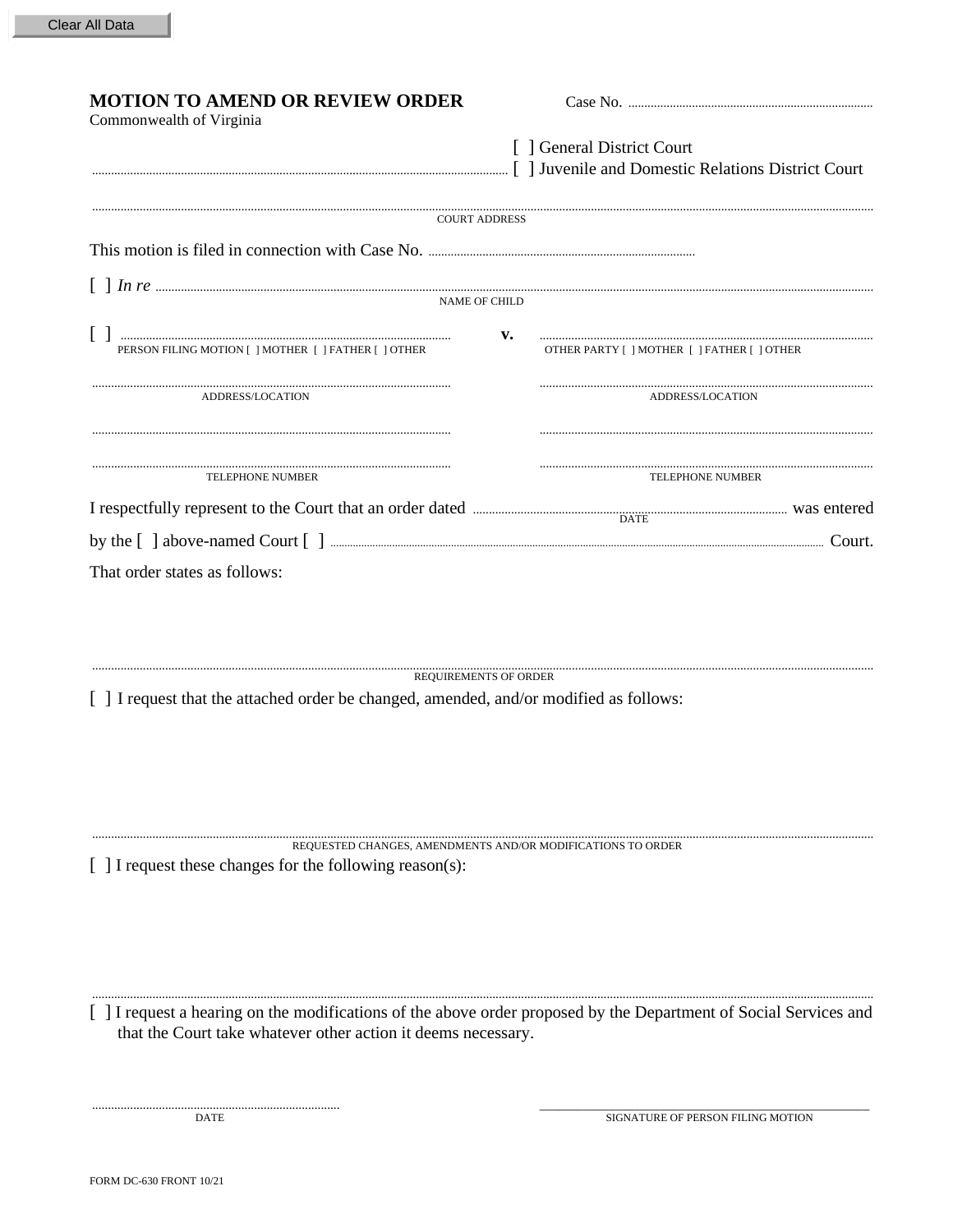Clear All Data

# MOTION TO AMEND OR REVIEW ORDER

Commonwealth of Virginia

Case No. ..........................................................................

[ ] General District Court
.................................................................................................................................. [ ] Juvenile and Domestic Relations District Court

..........................................................................................................................................................................................................................
COURT ADDRESS

This motion is filed in connection with Case No. ..................................................................................

[ ] *In re* ..........................................................................................................................................................................................................
NAME OF CHILD

[ ] ........................................................................................ **v.** ........................................................................................
PERSON FILING MOTION [ ] MOTHER [ ] FATHER [ ] OTHER — OTHER PARTY [ ] MOTHER [ ] FATHER [ ] OTHER

................................................................................................ ........................................................................................
ADDRESS/LOCATION — ADDRESS/LOCATION

................................................................................................ ........................................................................................

................................................................................................ ........................................................................................
TELEPHONE NUMBER — TELEPHONE NUMBER

I respectfully represent to the Court that an order dated .................................................................................. was entered
DATE

by the [ ] above-named Court [ ] ........................................................................................................................................ Court.

That order states as follows:

..........................................................................................................................................................................................................................
REQUIREMENTS OF ORDER

[ ] I request that the attached order be changed, amended, and/or modified as follows:

..........................................................................................................................................................................................................................
REQUESTED CHANGES, AMENDMENTS AND/OR MODIFICATIONS TO ORDER

[ ] I request these changes for the following reason(s):

..........................................................................................................................................................................................................................

[ ] I request a hearing on the modifications of the above order proposed by the Department of Social Services and that the Court take whatever other action it deems necessary.

............................................................................ ____________________________________________
DATE — SIGNATURE OF PERSON FILING MOTION

FORM DC-630 FRONT 10/21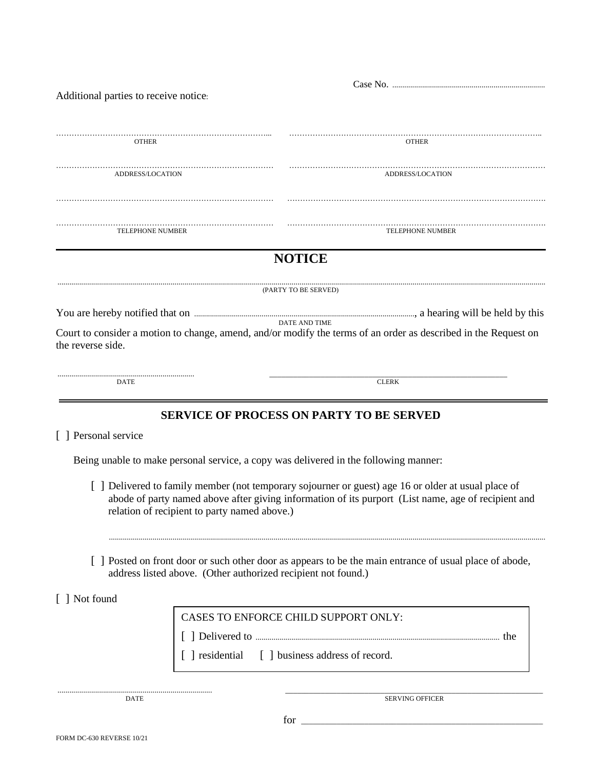Case No. ..............................................................................

Additional parties to receive notice:

| | |
|---|---|
| ………………………………………………………………… | ………………………………………………………………………… |
| OTHER | OTHER |
| ………………………………………………………………… | ………………………………………………………………………… |
| ADDRESS/LOCATION | ADDRESS/LOCATION |
| ………………………………………………………………… | ………………………………………………………………………… |
| ………………………………………………………………… | ………………………………………………………………………… |
| TELEPHONE NUMBER | TELEPHONE NUMBER |

## NOTICE

..........................................................................................................................................................................................................
(PARTY TO BE SERVED)

You are hereby notified that on .............................................................................................................., a hearing will be held by this
DATE AND TIME
Court to consider a motion to change, amend, and/or modify the terms of an order as described in the Request on the reverse side.

.................................................................... ____________________________________________________
DATE CLERK

## SERVICE OF PROCESS ON PARTY TO BE SERVED

[ ] Personal service

Being unable to make personal service, a copy was delivered in the following manner:

[ ] Delivered to family member (not temporary sojourner or guest) age 16 or older at usual place of abode of party named above after giving information of its purport (List name, age of recipient and relation of recipient to party named above.)

..........................................................................................................................................................................................................

[ ] Posted on front door or such other door as appears to be the main entrance of usual place of abode, address listed above. (Other authorized recipient not found.)

[ ] Not found

CASES TO ENFORCE CHILD SUPPORT ONLY:

[ ] Delivered to .............................................................................................................................. the

[ ] residential [ ] business address of record.

............................................................................ ____________________________________________________
DATE SERVING OFFICER

for ____________________________________________________

FORM DC-630 REVERSE 10/21